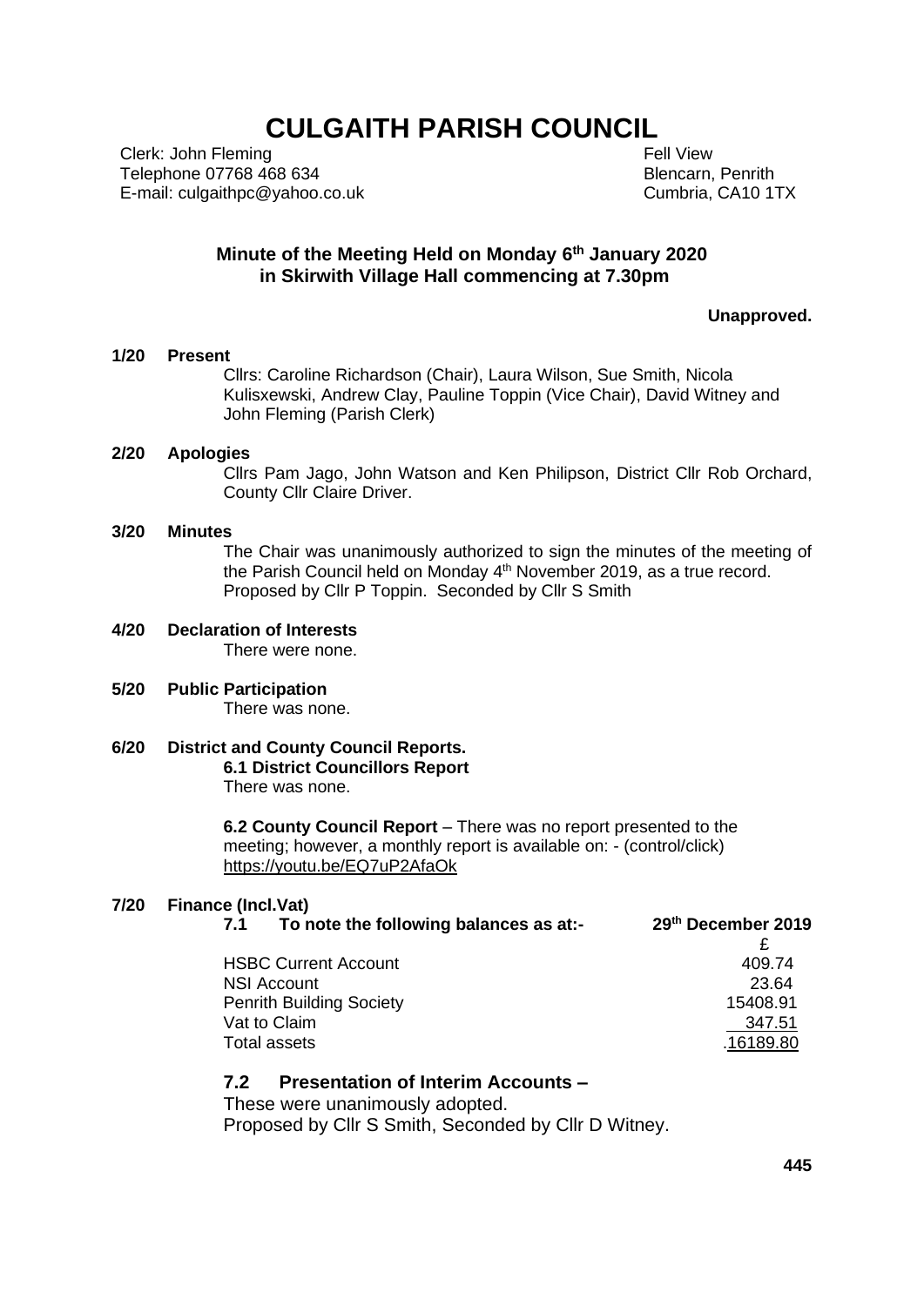# CULGAITH PARISH COUNCIL

Clerk: John Fleming
Telephone 07768 468 634
E-mail: culgaithpc@yahoo.co.uk

Fell View
Blencarn, Penrith
Cumbria, CA10 1TX

**Minute of the Meeting Held on Monday 6th January 2020 in Skirwith Village Hall commencing at 7.30pm**

**Unapproved.**

**1/20 Present**

Cllrs: Caroline Richardson (Chair), Laura Wilson, Sue Smith, Nicola Kulisxewski, Andrew Clay, Pauline Toppin (Vice Chair), David Witney and John Fleming (Parish Clerk)

**2/20 Apologies**

Cllrs Pam Jago, John Watson and Ken Philipson, District Cllr Rob Orchard, County Cllr Claire Driver.

**3/20 Minutes**

The Chair was unanimously authorized to sign the minutes of the meeting of the Parish Council held on Monday 4th November 2019, as a true record. Proposed by Cllr P Toppin. Seconded by Cllr S Smith

**4/20 Declaration of Interests**

There were none.

**5/20 Public Participation**

There was none.

**6/20 District and County Council Reports.**

**6.1 District Councillors Report**

There was none.

**6.2 County Council Report** – There was no report presented to the meeting; however, a monthly report is available on: - (control/click) https://youtu.be/EQ7uP2AfaOk

**7/20 Finance (Incl.Vat)**

| **7.1 To note the following balances as at:-** | **29th December 2019** |
|---|---|
| | £ |
| HSBC Current Account | 409.74 |
| NSI Account | 23.64 |
| Penrith Building Society | 15408.91 |
| Vat to Claim | 347.51 |
| Total assets | .16189.80 |

**7.2 Presentation of Interim Accounts –**

These were unanimously adopted.
Proposed by Cllr S Smith, Seconded by Cllr D Witney.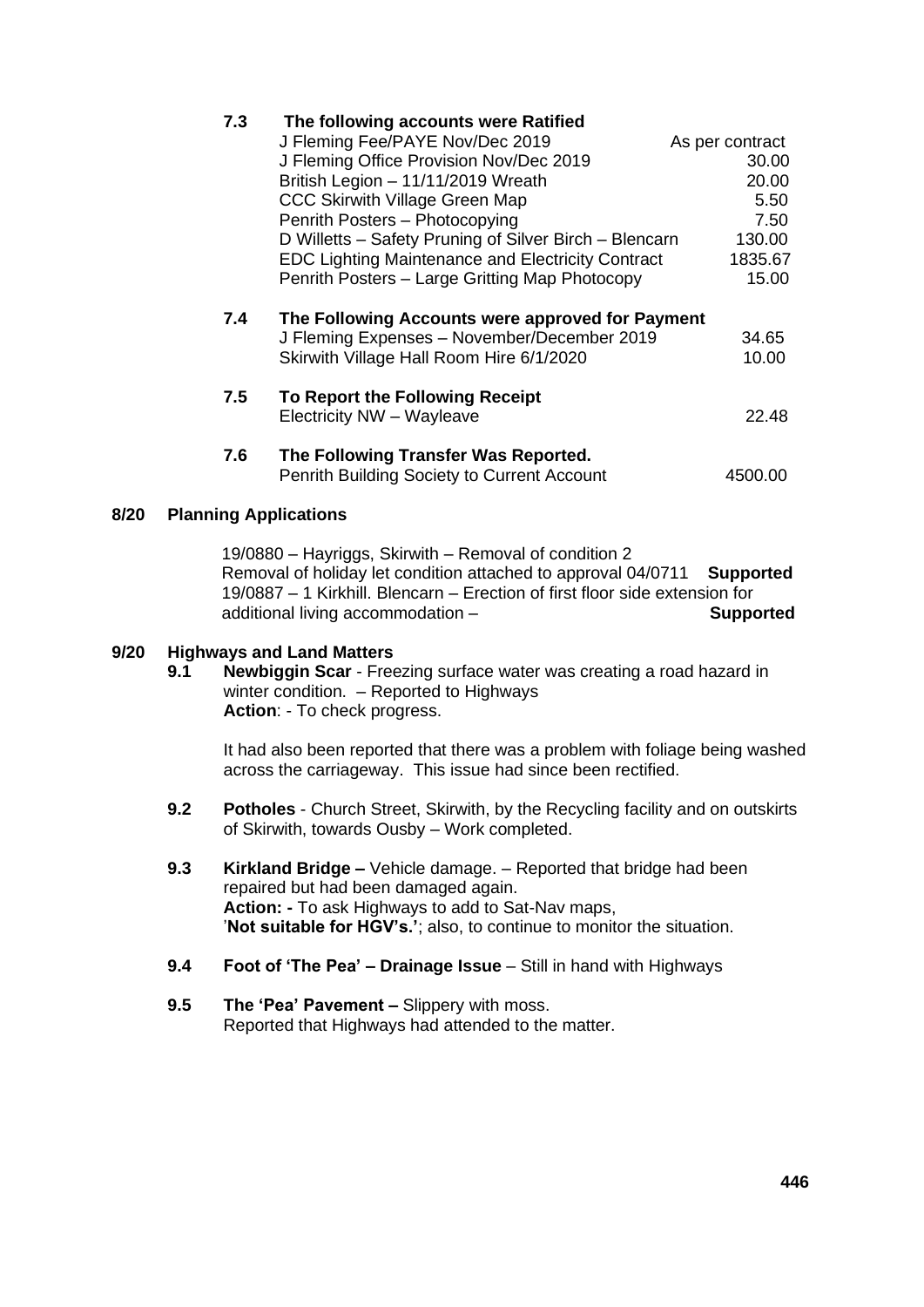**7.3 The following accounts were Ratified**

| | |
|---|---|
| J Fleming Fee/PAYE Nov/Dec 2019 | As per contract |
| J Fleming Office Provision Nov/Dec 2019 | 30.00 |
| British Legion – 11/11/2019 Wreath | 20.00 |
| CCC Skirwith Village Green Map | 5.50 |
| Penrith Posters – Photocopying | 7.50 |
| D Willetts – Safety Pruning of Silver Birch – Blencarn | 130.00 |
| EDC Lighting Maintenance and Electricity Contract | 1835.67 |
| Penrith Posters – Large Gritting Map Photocopy | 15.00 |

**7.4 The Following Accounts were approved for Payment**

| | |
|---|---|
| J Fleming Expenses – November/December 2019 | 34.65 |
| Skirwith Village Hall Room Hire 6/1/2020 | 10.00 |

**7.5 To Report the Following Receipt**

| | |
|---|---|
| Electricity NW – Wayleave | 22.48 |

**7.6 The Following Transfer Was Reported.**

| | |
|---|---|
| Penrith Building Society to Current Account | 4500.00 |

## 8/20 Planning Applications

19/0880 – Hayriggs, Skirwith – Removal of condition 2
Removal of holiday let condition attached to approval 04/0711 **Supported**
19/0887 – 1 Kirkhill. Blencarn – Erection of first floor side extension for additional living accommodation – **Supported**

## 9/20 Highways and Land Matters

**9.1 Newbiggin Scar** - Freezing surface water was creating a road hazard in winter condition. – Reported to Highways
**Action**: - To check progress.

It had also been reported that there was a problem with foliage being washed across the carriageway. This issue had since been rectified.

**9.2 Potholes** - Church Street, Skirwith, by the Recycling facility and on outskirts of Skirwith, towards Ousby – Work completed.

**9.3 Kirkland Bridge –** Vehicle damage. – Reported that bridge had been repaired but had been damaged again.
**Action: -** To ask Highways to add to Sat-Nav maps, '**Not suitable for HGV's.'**; also, to continue to monitor the situation.

**9.4 Foot of 'The Pea' – Drainage Issue** – Still in hand with Highways

**9.5 The 'Pea' Pavement –** Slippery with moss.
Reported that Highways had attended to the matter.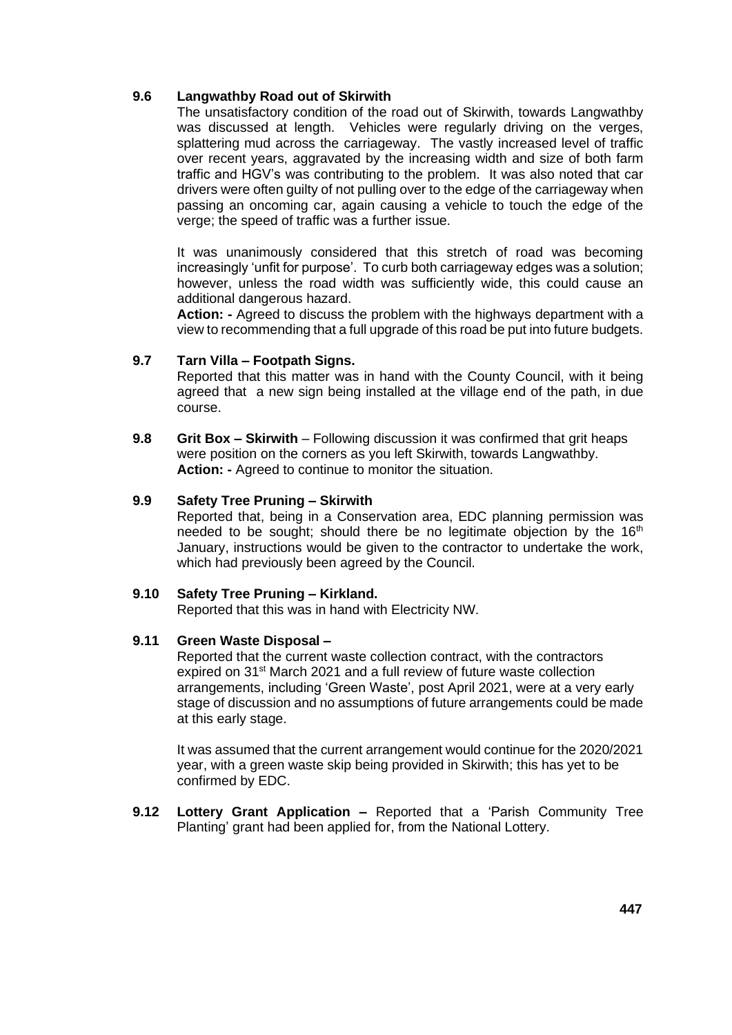**9.6 Langwathby Road out of Skirwith**

The unsatisfactory condition of the road out of Skirwith, towards Langwathby was discussed at length. Vehicles were regularly driving on the verges, splattering mud across the carriageway. The vastly increased level of traffic over recent years, aggravated by the increasing width and size of both farm traffic and HGV's was contributing to the problem. It was also noted that car drivers were often guilty of not pulling over to the edge of the carriageway when passing an oncoming car, again causing a vehicle to touch the edge of the verge; the speed of traffic was a further issue.

It was unanimously considered that this stretch of road was becoming increasingly 'unfit for purpose'. To curb both carriageway edges was a solution; however, unless the road width was sufficiently wide, this could cause an additional dangerous hazard.

**Action: -** Agreed to discuss the problem with the highways department with a view to recommending that a full upgrade of this road be put into future budgets.

**9.7 Tarn Villa – Footpath Signs.**

Reported that this matter was in hand with the County Council, with it being agreed that a new sign being installed at the village end of the path, in due course.

**9.8 Grit Box – Skirwith** – Following discussion it was confirmed that grit heaps were position on the corners as you left Skirwith, towards Langwathby.

**Action: -** Agreed to continue to monitor the situation.

**9.9 Safety Tree Pruning – Skirwith**

Reported that, being in a Conservation area, EDC planning permission was needed to be sought; should there be no legitimate objection by the 16th January, instructions would be given to the contractor to undertake the work, which had previously been agreed by the Council.

**9.10 Safety Tree Pruning – Kirkland.**

Reported that this was in hand with Electricity NW.

**9.11 Green Waste Disposal –**

Reported that the current waste collection contract, with the contractors expired on 31st March 2021 and a full review of future waste collection arrangements, including 'Green Waste', post April 2021, were at a very early stage of discussion and no assumptions of future arrangements could be made at this early stage.

It was assumed that the current arrangement would continue for the 2020/2021 year, with a green waste skip being provided in Skirwith; this has yet to be confirmed by EDC.

**9.12 Lottery Grant Application –** Reported that a 'Parish Community Tree Planting' grant had been applied for, from the National Lottery.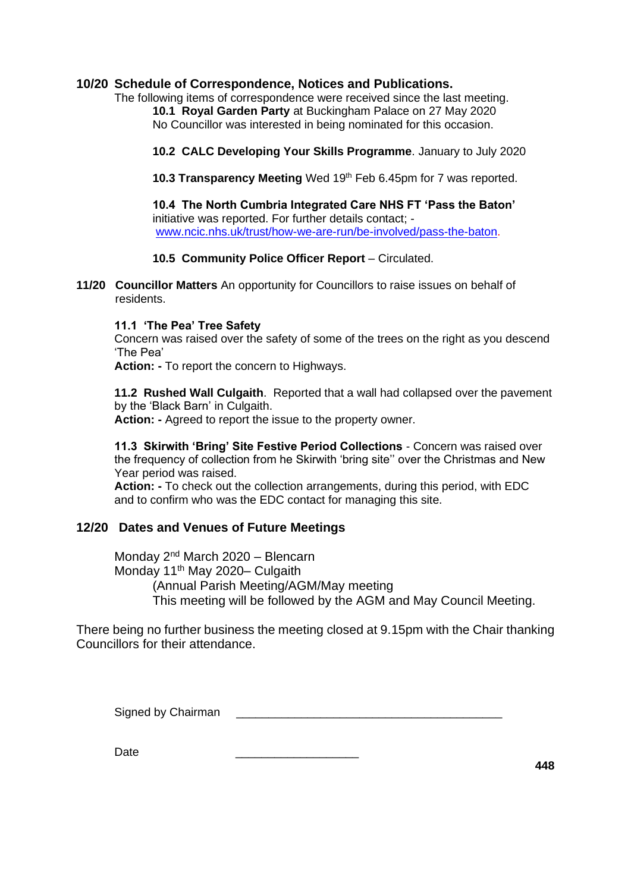## 10/20 Schedule of Correspondence, Notices and Publications.

The following items of correspondence were received since the last meeting.

**10.1 Royal Garden Party** at Buckingham Palace on 27 May 2020
No Councillor was interested in being nominated for this occasion.

**10.2 CALC Developing Your Skills Programme**. January to July 2020

**10.3 Transparency Meeting** Wed 19th Feb 6.45pm for 7 was reported.

**10.4 The North Cumbria Integrated Care NHS FT 'Pass the Baton'** initiative was reported. For further details contact; - www.ncic.nhs.uk/trust/how-we-are-run/be-involved/pass-the-baton.

**10.5 Community Police Officer Report** – Circulated.

## 11/20 Councillor Matters

An opportunity for Councillors to raise issues on behalf of residents.

**11.1 'The Pea' Tree Safety**
Concern was raised over the safety of some of the trees on the right as you descend 'The Pea'
**Action: -** To report the concern to Highways.

**11.2 Rushed Wall Culgaith**. Reported that a wall had collapsed over the pavement by the 'Black Barn' in Culgaith.
**Action: -** Agreed to report the issue to the property owner.

**11.3 Skirwith 'Bring' Site Festive Period Collections** - Concern was raised over the frequency of collection from he Skirwith 'bring site'' over the Christmas and New Year period was raised.
**Action: -** To check out the collection arrangements, during this period, with EDC and to confirm who was the EDC contact for managing this site.

## 12/20 Dates and Venues of Future Meetings

Monday 2nd March 2020 – Blencarn
Monday 11th May 2020– Culgaith
(Annual Parish Meeting/AGM/May meeting
This meeting will be followed by the AGM and May Council Meeting.

There being no further business the meeting closed at 9.15pm with the Chair thanking Councillors for their attendance.

Signed by Chairman ________________________________________

Date ___________________